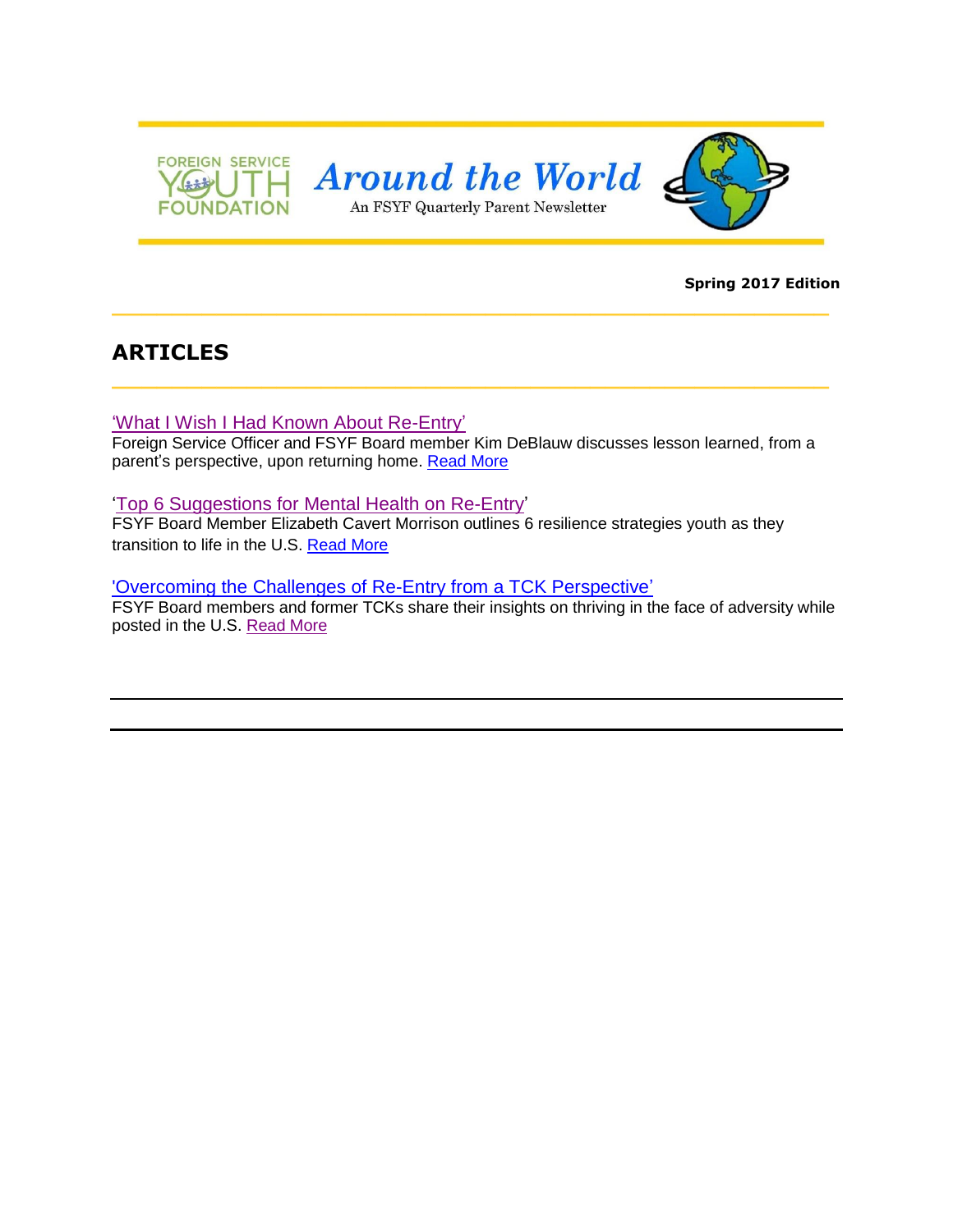FOREIGN SERVICE YOUTH FOUNDATION

# Around the World

An FSYF Quarterly Parent Newsletter

**Spring 2017 Edition**

## ARTICLES

'What I Wish I Had Known About Re-Entry'
Foreign Service Officer and FSYF Board member Kim DeBlauw discusses lesson learned, from a parent's perspective, upon returning home. Read More

'Top 6 Suggestions for Mental Health on Re-Entry'
FSYF Board Member Elizabeth Cavert Morrison outlines 6 resilience strategies youth as they transition to life in the U.S. Read More

'Overcoming the Challenges of Re-Entry from a TCK Perspective'
FSYF Board members and former TCKs share their insights on thriving in the face of adversity while posted in the U.S. Read More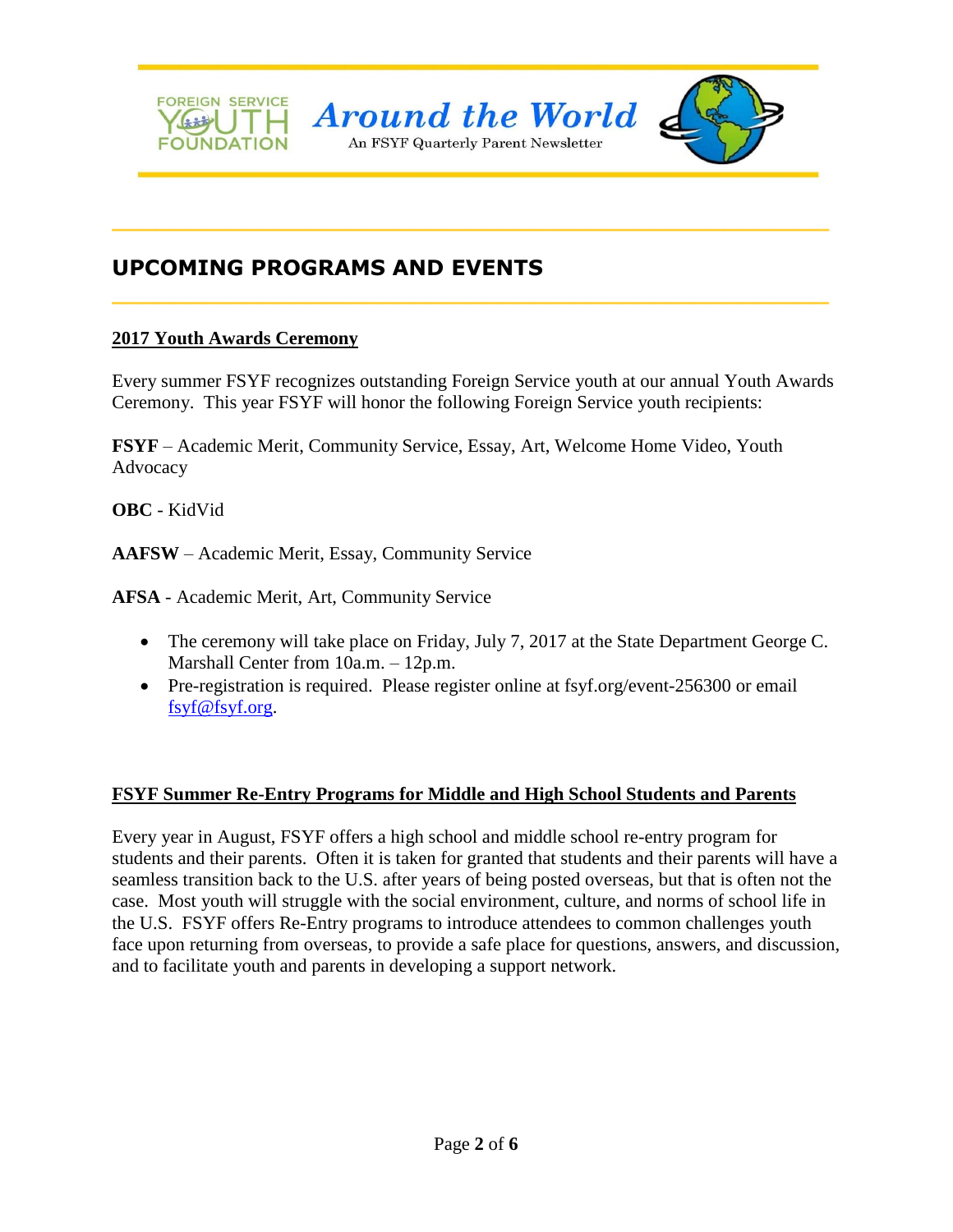## UPCOMING PROGRAMS AND EVENTS

### 2017 Youth Awards Ceremony

Every summer FSYF recognizes outstanding Foreign Service youth at our annual Youth Awards Ceremony. This year FSYF will honor the following Foreign Service youth recipients:

**FSYF** – Academic Merit, Community Service, Essay, Art, Welcome Home Video, Youth Advocacy

**OBC** - KidVid

**AAFSW** – Academic Merit, Essay, Community Service

**AFSA** - Academic Merit, Art, Community Service

- The ceremony will take place on Friday, July 7, 2017 at the State Department George C. Marshall Center from 10a.m. – 12p.m.
- Pre-registration is required. Please register online at fsyf.org/event-256300 or email fsyf@fsyf.org.

### FSYF Summer Re-Entry Programs for Middle and High School Students and Parents

Every year in August, FSYF offers a high school and middle school re-entry program for students and their parents. Often it is taken for granted that students and their parents will have a seamless transition back to the U.S. after years of being posted overseas, but that is often not the case. Most youth will struggle with the social environment, culture, and norms of school life in the U.S. FSYF offers Re-Entry programs to introduce attendees to common challenges youth face upon returning from overseas, to provide a safe place for questions, answers, and discussion, and to facilitate youth and parents in developing a support network.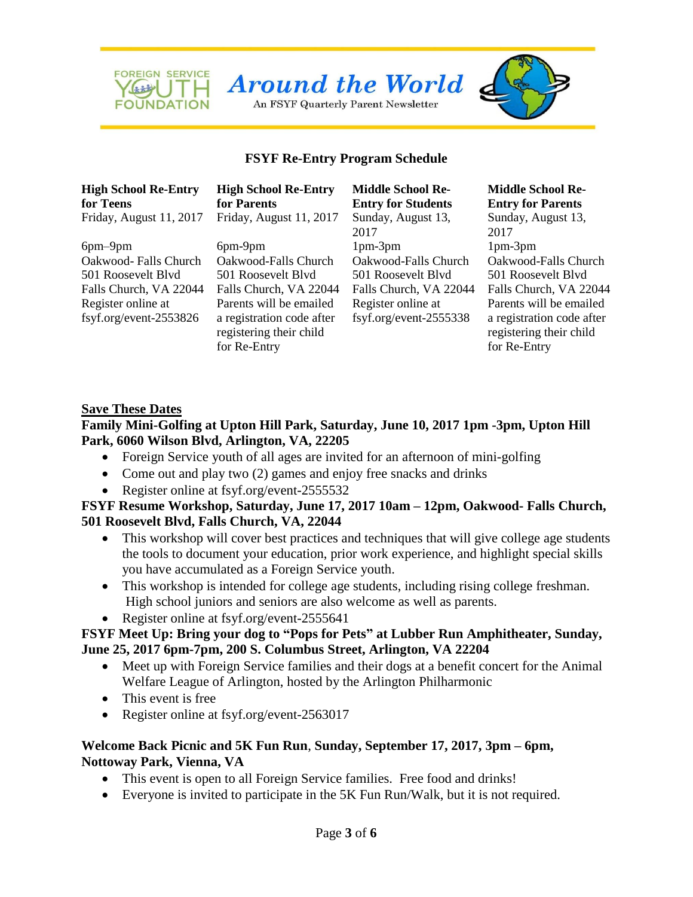## FSYF Re-Entry Program Schedule

| High School Re-Entry for Teens | High School Re-Entry for Parents | Middle School Re-Entry for Students | Middle School Re-Entry for Parents |
|---|---|---|---|
| Friday, August 11, 2017 | Friday, August 11, 2017 | Sunday, August 13, 2017 | Sunday, August 13, 2017 |
| 6pm–9pm | 6pm-9pm | 1pm-3pm | 1pm-3pm |
| Oakwood- Falls Church | Oakwood-Falls Church | Oakwood-Falls Church | Oakwood-Falls Church |
| 501 Roosevelt Blvd | 501 Roosevelt Blvd | 501 Roosevelt Blvd | 501 Roosevelt Blvd |
| Falls Church, VA 22044 | Falls Church, VA 22044 | Falls Church, VA 22044 | Falls Church, VA 22044 |
| Register online at fsyf.org/event-2553826 | Parents will be emailed a registration code after registering their child for Re-Entry | Register online at fsyf.org/event-2555338 | Parents will be emailed a registration code after registering their child for Re-Entry |

## Save These Dates

**Family Mini-Golfing at Upton Hill Park, Saturday, June 10, 2017 1pm -3pm, Upton Hill Park, 6060 Wilson Blvd, Arlington, VA, 22205**

- Foreign Service youth of all ages are invited for an afternoon of mini-golfing
- Come out and play two (2) games and enjoy free snacks and drinks
- Register online at fsyf.org/event-2555532

**FSYF Resume Workshop, Saturday, June 17, 2017 10am – 12pm, Oakwood- Falls Church, 501 Roosevelt Blvd, Falls Church, VA, 22044**

- This workshop will cover best practices and techniques that will give college age students the tools to document your education, prior work experience, and highlight special skills you have accumulated as a Foreign Service youth.
- This workshop is intended for college age students, including rising college freshman. High school juniors and seniors are also welcome as well as parents.
- Register online at fsyf.org/event-2555641

**FSYF Meet Up: Bring your dog to "Pops for Pets" at Lubber Run Amphitheater, Sunday, June 25, 2017 6pm-7pm, 200 S. Columbus Street, Arlington, VA 22204**

- Meet up with Foreign Service families and their dogs at a benefit concert for the Animal Welfare League of Arlington, hosted by the Arlington Philharmonic
- This event is free
- Register online at fsyf.org/event-2563017

**Welcome Back Picnic and 5K Fun Run, Sunday, September 17, 2017, 3pm – 6pm, Nottoway Park, Vienna, VA**

- This event is open to all Foreign Service families. Free food and drinks!
- Everyone is invited to participate in the 5K Fun Run/Walk, but it is not required.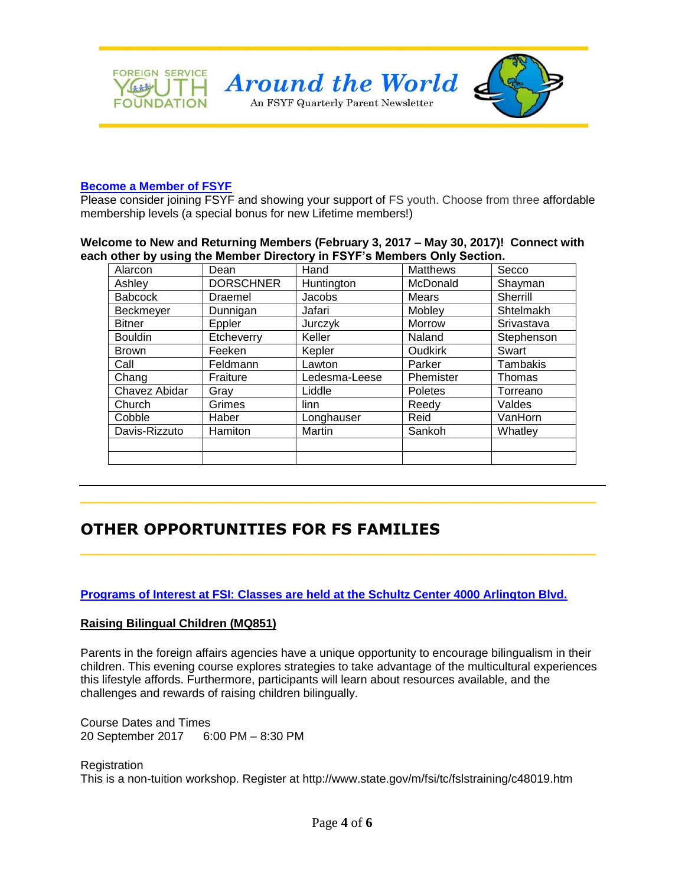**Become a Member of FSYF**

Please consider joining FSYF and showing your support of FS youth. Choose from three affordable membership levels (a special bonus for new Lifetime members!)

**Welcome to New and Returning Members (February 3, 2017 – May 30, 2017)! Connect with each other by using the Member Directory in FSYF's Members Only Section.**

| | | | | |
|---|---|---|---|---|
| Alarcon | Dean | Hand | Matthews | Secco |
| Ashley | DORSCHNER | Huntington | McDonald | Shayman |
| Babcock | Draemel | Jacobs | Mears | Sherrill |
| Beckmeyer | Dunnigan | Jafari | Mobley | Shtelmakh |
| Bitner | Eppler | Jurczyk | Morrow | Srivastava |
| Bouldin | Etcheverry | Keller | Naland | Stephenson |
| Brown | Feeken | Kepler | Oudkirk | Swart |
| Call | Feldmann | Lawton | Parker | Tambakis |
| Chang | Fraiture | Ledesma-Leese | Phemister | Thomas |
| Chavez Abidar | Gray | Liddle | Poletes | Torreano |
| Church | Grimes | linn | Reedy | Valdes |
| Cobble | Haber | Longhauser | Reid | VanHorn |
| Davis-Rizzuto | Hamiton | Martin | Sankoh | Whatley |
| | | | | |
| | | | | |

# OTHER OPPORTUNITIES FOR FS FAMILIES

**Programs of Interest at FSI: Classes are held at the Schultz Center 4000 Arlington Blvd.**

**Raising Bilingual Children (MQ851)**

Parents in the foreign affairs agencies have a unique opportunity to encourage bilingualism in their children. This evening course explores strategies to take advantage of the multicultural experiences this lifestyle affords. Furthermore, participants will learn about resources available, and the challenges and rewards of raising children bilingually.

Course Dates and Times
20 September 2017 6:00 PM – 8:30 PM

Registration
This is a non-tuition workshop. Register at http://www.state.gov/m/fsi/tc/fslstraining/c48019.htm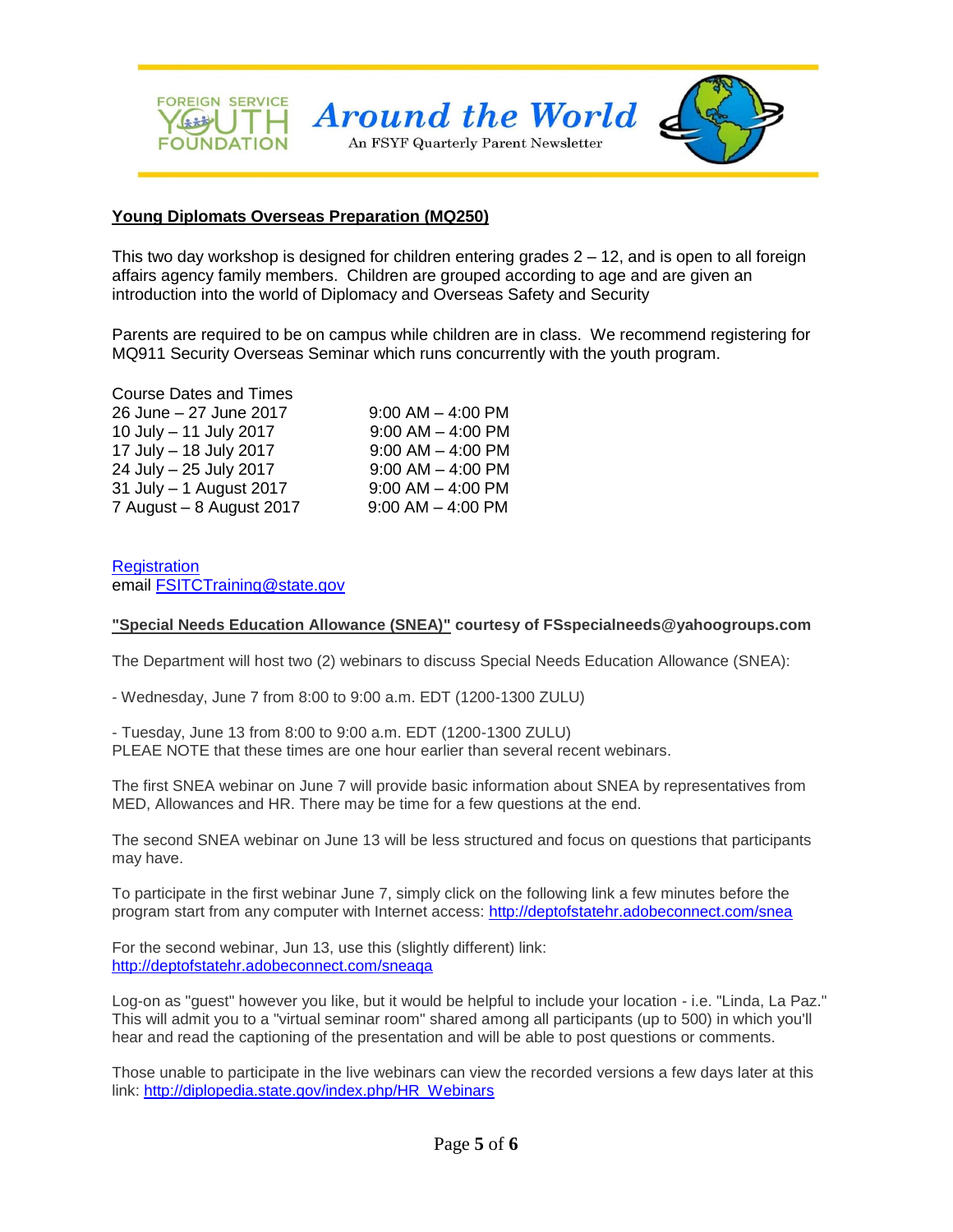Foreign Service Youth Foundation

# Around the World

An FSYF Quarterly Parent Newsletter

## Young Diplomats Overseas Preparation (MQ250)

This two day workshop is designed for children entering grades 2 – 12, and is open to all foreign affairs agency family members. Children are grouped according to age and are given an introduction into the world of Diplomacy and Overseas Safety and Security

Parents are required to be on campus while children are in class. We recommend registering for MQ911 Security Overseas Seminar which runs concurrently with the youth program.

| Course Dates and Times | |
|---|---|
| 26 June – 27 June 2017 | 9:00 AM – 4:00 PM |
| 10 July – 11 July 2017 | 9:00 AM – 4:00 PM |
| 17 July – 18 July 2017 | 9:00 AM – 4:00 PM |
| 24 July – 25 July 2017 | 9:00 AM – 4:00 PM |
| 31 July – 1 August 2017 | 9:00 AM – 4:00 PM |
| 7 August – 8 August 2017 | 9:00 AM – 4:00 PM |

Registration
email FSITCTraining@state.gov

**"Special Needs Education Allowance (SNEA)" courtesy of FSspecialneeds@yahoogroups.com**

The Department will host two (2) webinars to discuss Special Needs Education Allowance (SNEA):

- Wednesday, June 7 from 8:00 to 9:00 a.m. EDT (1200-1300 ZULU)

- Tuesday, June 13 from 8:00 to 9:00 a.m. EDT (1200-1300 ZULU)
PLEAE NOTE that these times are one hour earlier than several recent webinars.

The first SNEA webinar on June 7 will provide basic information about SNEA by representatives from MED, Allowances and HR. There may be time for a few questions at the end.

The second SNEA webinar on June 13 will be less structured and focus on questions that participants may have.

To participate in the first webinar June 7, simply click on the following link a few minutes before the program start from any computer with Internet access: http://deptofstatehr.adobeconnect.com/snea

For the second webinar, Jun 13, use this (slightly different) link:
http://deptofstatehr.adobeconnect.com/sneaqa

Log-on as "guest" however you like, but it would be helpful to include your location - i.e. "Linda, La Paz." This will admit you to a "virtual seminar room" shared among all participants (up to 500) in which you'll hear and read the captioning of the presentation and will be able to post questions or comments.

Those unable to participate in the live webinars can view the recorded versions a few days later at this link: http://diplopedia.state.gov/index.php/HR_Webinars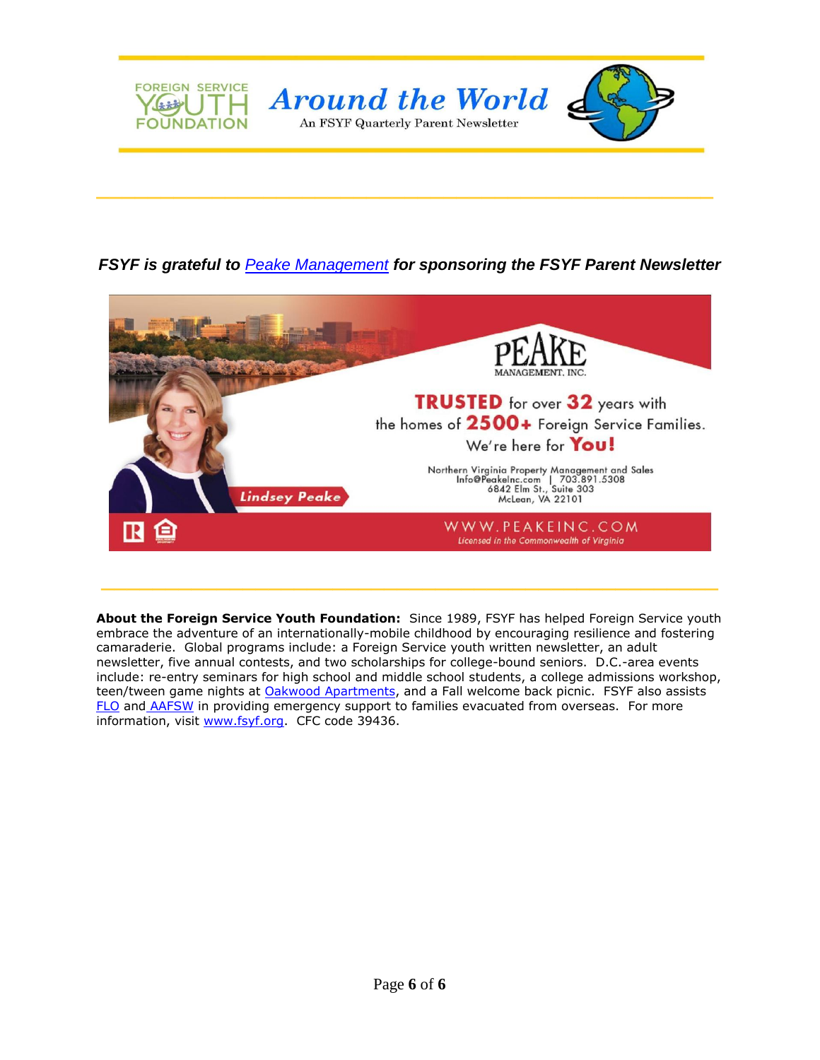**FOREIGN SERVICE YOUTH FOUNDATION**

# *Around the World*

An FSYF Quarterly Parent Newsletter

***FSYF is grateful to Peake Management for sponsoring the FSYF Parent Newsletter***

PEAKE MANAGEMENT, INC.

**TRUSTED** for over **32** years with the homes of **2500+** Foreign Service Families. We're here for **You!**

Northern Virginia Property Management and Sales
Info@PeakeInc.com | 703.891.5308
6842 Elm St., Suite 303
McLean, VA 22101

Lindsey Peake

WWW.PEAKEINC.COM
*Licensed in the Commonwealth of Virginia*

**About the Foreign Service Youth Foundation:** Since 1989, FSYF has helped Foreign Service youth embrace the adventure of an internationally-mobile childhood by encouraging resilience and fostering camaraderie. Global programs include: a Foreign Service youth written newsletter, an adult newsletter, five annual contests, and two scholarships for college-bound seniors. D.C.-area events include: re-entry seminars for high school and middle school students, a college admissions workshop, teen/tween game nights at Oakwood Apartments, and a Fall welcome back picnic. FSYF also assists FLO and AAFSW in providing emergency support to families evacuated from overseas. For more information, visit www.fsyf.org. CFC code 39436.